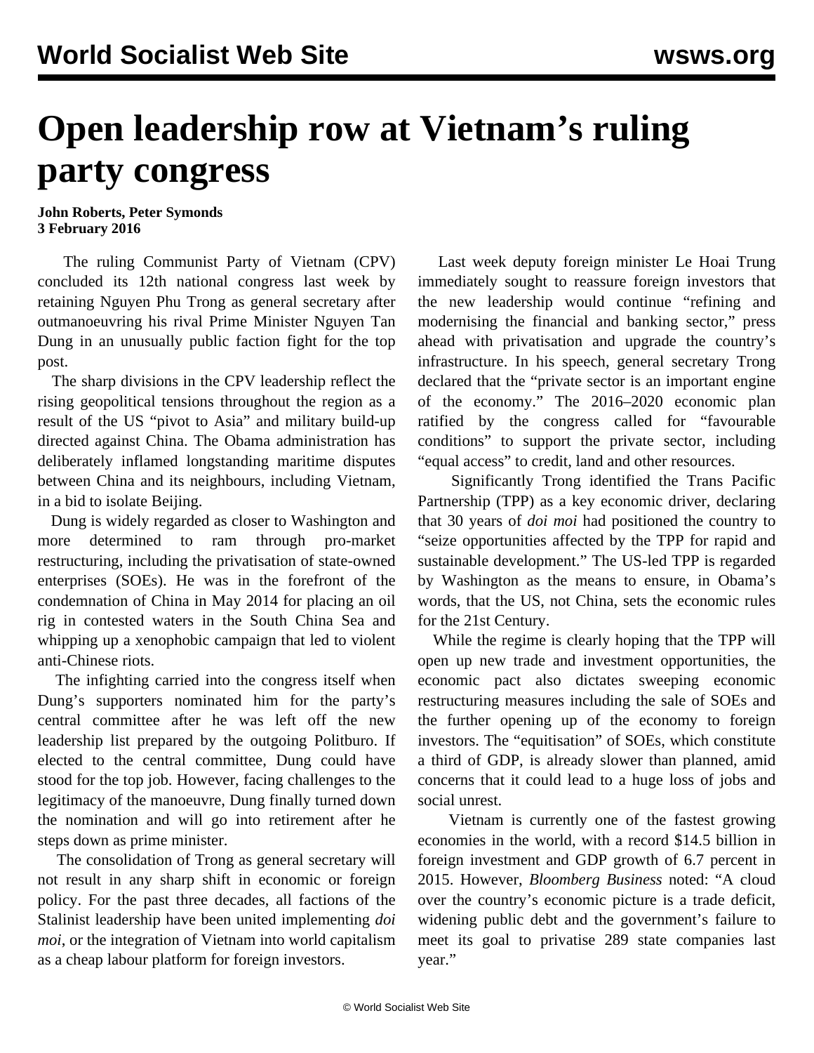# Open leadership row at Vietnam's ruling party congress

**John Roberts, Peter Symonds**
**3 February 2016**

The ruling Communist Party of Vietnam (CPV) concluded its 12th national congress last week by retaining Nguyen Phu Trong as general secretary after outmanoeuvring his rival Prime Minister Nguyen Tan Dung in an unusually public faction fight for the top post.

The sharp divisions in the CPV leadership reflect the rising geopolitical tensions throughout the region as a result of the US "pivot to Asia" and military build-up directed against China. The Obama administration has deliberately inflamed longstanding maritime disputes between China and its neighbours, including Vietnam, in a bid to isolate Beijing.

Dung is widely regarded as closer to Washington and more determined to ram through pro-market restructuring, including the privatisation of state-owned enterprises (SOEs). He was in the forefront of the condemnation of China in May 2014 for placing an oil rig in contested waters in the South China Sea and whipping up a xenophobic campaign that led to violent anti-Chinese riots.

The infighting carried into the congress itself when Dung's supporters nominated him for the party's central committee after he was left off the new leadership list prepared by the outgoing Politburo. If elected to the central committee, Dung could have stood for the top job. However, facing challenges to the legitimacy of the manoeuvre, Dung finally turned down the nomination and will go into retirement after he steps down as prime minister.

The consolidation of Trong as general secretary will not result in any sharp shift in economic or foreign policy. For the past three decades, all factions of the Stalinist leadership have been united implementing *doi moi*, or the integration of Vietnam into world capitalism as a cheap labour platform for foreign investors.

Last week deputy foreign minister Le Hoai Trung immediately sought to reassure foreign investors that the new leadership would continue "refining and modernising the financial and banking sector," press ahead with privatisation and upgrade the country's infrastructure. In his speech, general secretary Trong declared that the "private sector is an important engine of the economy." The 2016–2020 economic plan ratified by the congress called for "favourable conditions" to support the private sector, including "equal access" to credit, land and other resources.

Significantly Trong identified the Trans Pacific Partnership (TPP) as a key economic driver, declaring that 30 years of *doi moi* had positioned the country to "seize opportunities affected by the TPP for rapid and sustainable development." The US-led TPP is regarded by Washington as the means to ensure, in Obama's words, that the US, not China, sets the economic rules for the 21st Century.

While the regime is clearly hoping that the TPP will open up new trade and investment opportunities, the economic pact also dictates sweeping economic restructuring measures including the sale of SOEs and the further opening up of the economy to foreign investors. The "equitisation" of SOEs, which constitute a third of GDP, is already slower than planned, amid concerns that it could lead to a huge loss of jobs and social unrest.

Vietnam is currently one of the fastest growing economies in the world, with a record $14.5 billion in foreign investment and GDP growth of 6.7 percent in 2015. However, *Bloomberg Business* noted: "A cloud over the country's economic picture is a trade deficit, widening public debt and the government's failure to meet its goal to privatise 289 state companies last year."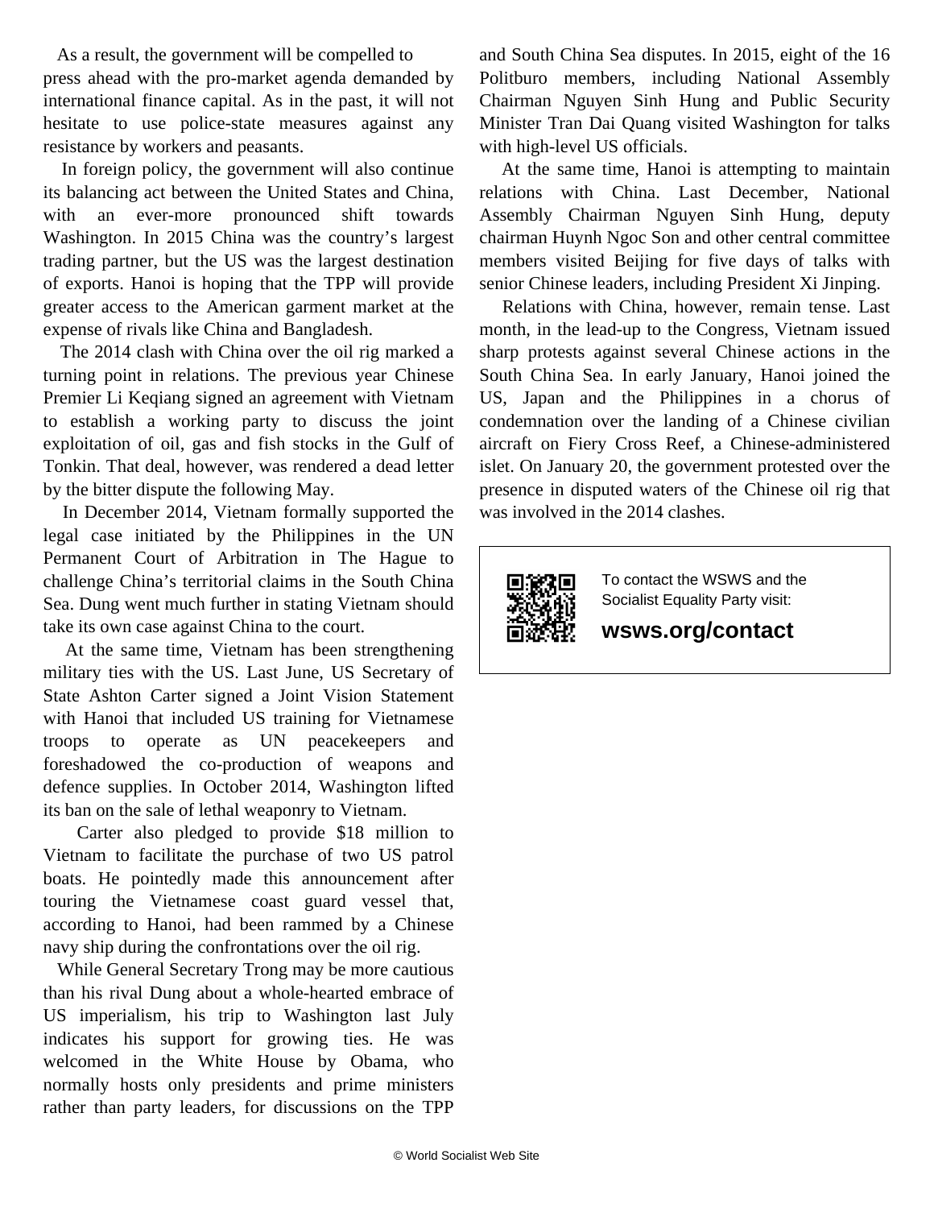As a result, the government will be compelled to press ahead with the pro-market agenda demanded by international finance capital. As in the past, it will not hesitate to use police-state measures against any resistance by workers and peasants.

In foreign policy, the government will also continue its balancing act between the United States and China, with an ever-more pronounced shift towards Washington. In 2015 China was the country's largest trading partner, but the US was the largest destination of exports. Hanoi is hoping that the TPP will provide greater access to the American garment market at the expense of rivals like China and Bangladesh.

The 2014 clash with China over the oil rig marked a turning point in relations. The previous year Chinese Premier Li Keqiang signed an agreement with Vietnam to establish a working party to discuss the joint exploitation of oil, gas and fish stocks in the Gulf of Tonkin. That deal, however, was rendered a dead letter by the bitter dispute the following May.

In December 2014, Vietnam formally supported the legal case initiated by the Philippines in the UN Permanent Court of Arbitration in The Hague to challenge China's territorial claims in the South China Sea. Dung went much further in stating Vietnam should take its own case against China to the court.

At the same time, Vietnam has been strengthening military ties with the US. Last June, US Secretary of State Ashton Carter signed a Joint Vision Statement with Hanoi that included US training for Vietnamese troops to operate as UN peacekeepers and foreshadowed the co-production of weapons and defence supplies. In October 2014, Washington lifted its ban on the sale of lethal weaponry to Vietnam.

Carter also pledged to provide $18 million to Vietnam to facilitate the purchase of two US patrol boats. He pointedly made this announcement after touring the Vietnamese coast guard vessel that, according to Hanoi, had been rammed by a Chinese navy ship during the confrontations over the oil rig.

While General Secretary Trong may be more cautious than his rival Dung about a whole-hearted embrace of US imperialism, his trip to Washington last July indicates his support for growing ties. He was welcomed in the White House by Obama, who normally hosts only presidents and prime ministers rather than party leaders, for discussions on the TPP and South China Sea disputes. In 2015, eight of the 16 Politburo members, including National Assembly Chairman Nguyen Sinh Hung and Public Security Minister Tran Dai Quang visited Washington for talks with high-level US officials.

At the same time, Hanoi is attempting to maintain relations with China. Last December, National Assembly Chairman Nguyen Sinh Hung, deputy chairman Huynh Ngoc Son and other central committee members visited Beijing for five days of talks with senior Chinese leaders, including President Xi Jinping.

Relations with China, however, remain tense. Last month, in the lead-up to the Congress, Vietnam issued sharp protests against several Chinese actions in the South China Sea. In early January, Hanoi joined the US, Japan and the Philippines in a chorus of condemnation over the landing of a Chinese civilian aircraft on Fiery Cross Reef, a Chinese-administered islet. On January 20, the government protested over the presence in disputed waters of the Chinese oil rig that was involved in the 2014 clashes.

To contact the WSWS and the Socialist Equality Party visit:

**wsws.org/contact**